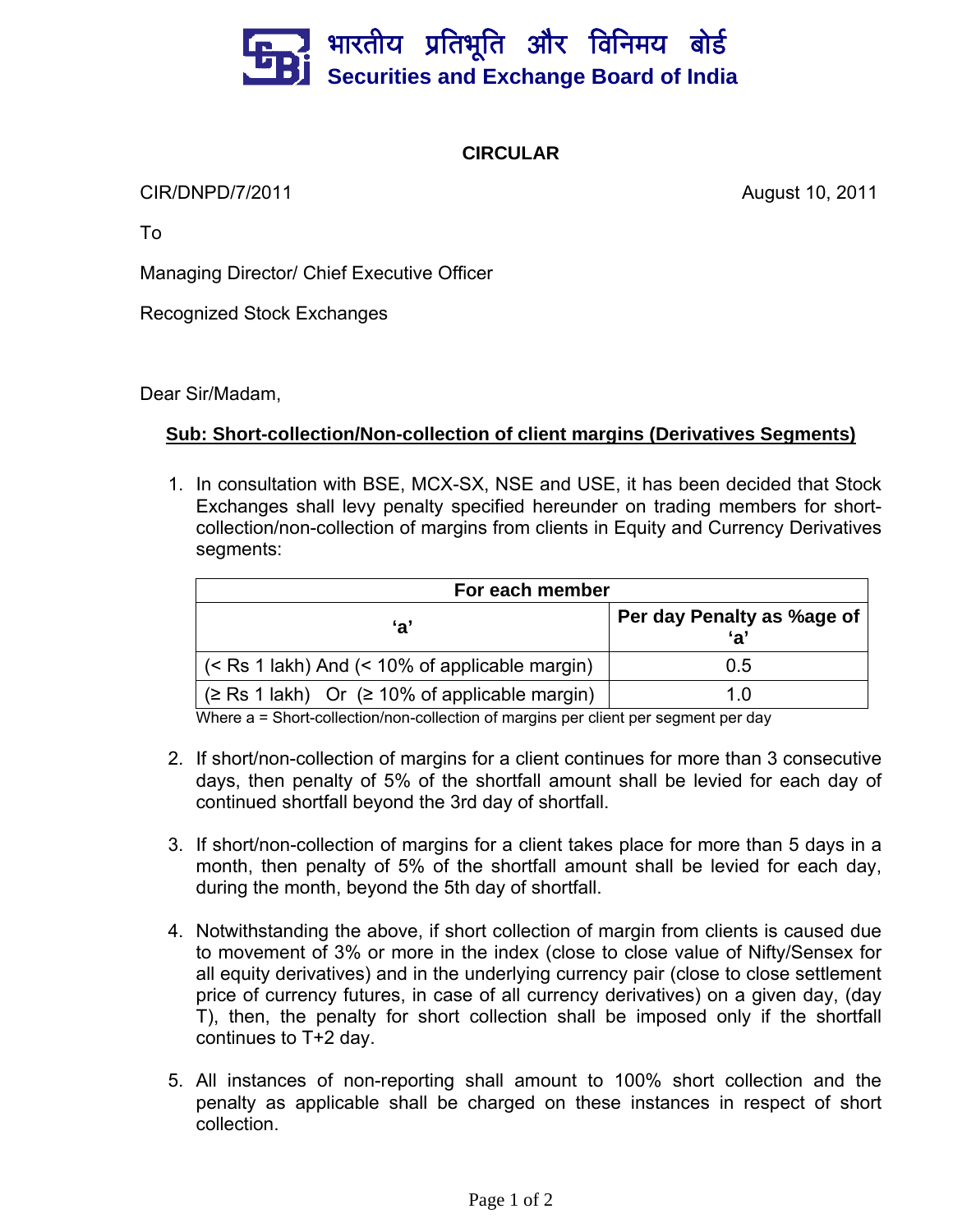भारतीय प्रतिभूति और विनिमय बोर्ड
**Securities and Exchange Board of India**

## CIRCULAR

CIR/DNPD/7/2011

August 10, 2011

To

Managing Director/ Chief Executive Officer

Recognized Stock Exchanges

Dear Sir/Madam,

**Sub: Short-collection/Non-collection of client margins (Derivatives Segments)**

1. In consultation with BSE, MCX-SX, NSE and USE, it has been decided that Stock Exchanges shall levy penalty specified hereunder on trading members for short-collection/non-collection of margins from clients in Equity and Currency Derivatives segments:

| For each member | |
|---|---|
| **'a'** | **Per day Penalty as %age of 'a'** |
| (< Rs 1 lakh) And (< 10% of applicable margin) | 0.5 |
| (≥ Rs 1 lakh) Or (≥ 10% of applicable margin) | 1.0 |

Where a = Short-collection/non-collection of margins per client per segment per day

2. If short/non-collection of margins for a client continues for more than 3 consecutive days, then penalty of 5% of the shortfall amount shall be levied for each day of continued shortfall beyond the 3rd day of shortfall.

3. If short/non-collection of margins for a client takes place for more than 5 days in a month, then penalty of 5% of the shortfall amount shall be levied for each day, during the month, beyond the 5th day of shortfall.

4. Notwithstanding the above, if short collection of margin from clients is caused due to movement of 3% or more in the index (close to close value of Nifty/Sensex for all equity derivatives) and in the underlying currency pair (close to close settlement price of currency futures, in case of all currency derivatives) on a given day, (day T), then, the penalty for short collection shall be imposed only if the shortfall continues to T+2 day.

5. All instances of non-reporting shall amount to 100% short collection and the penalty as applicable shall be charged on these instances in respect of short collection.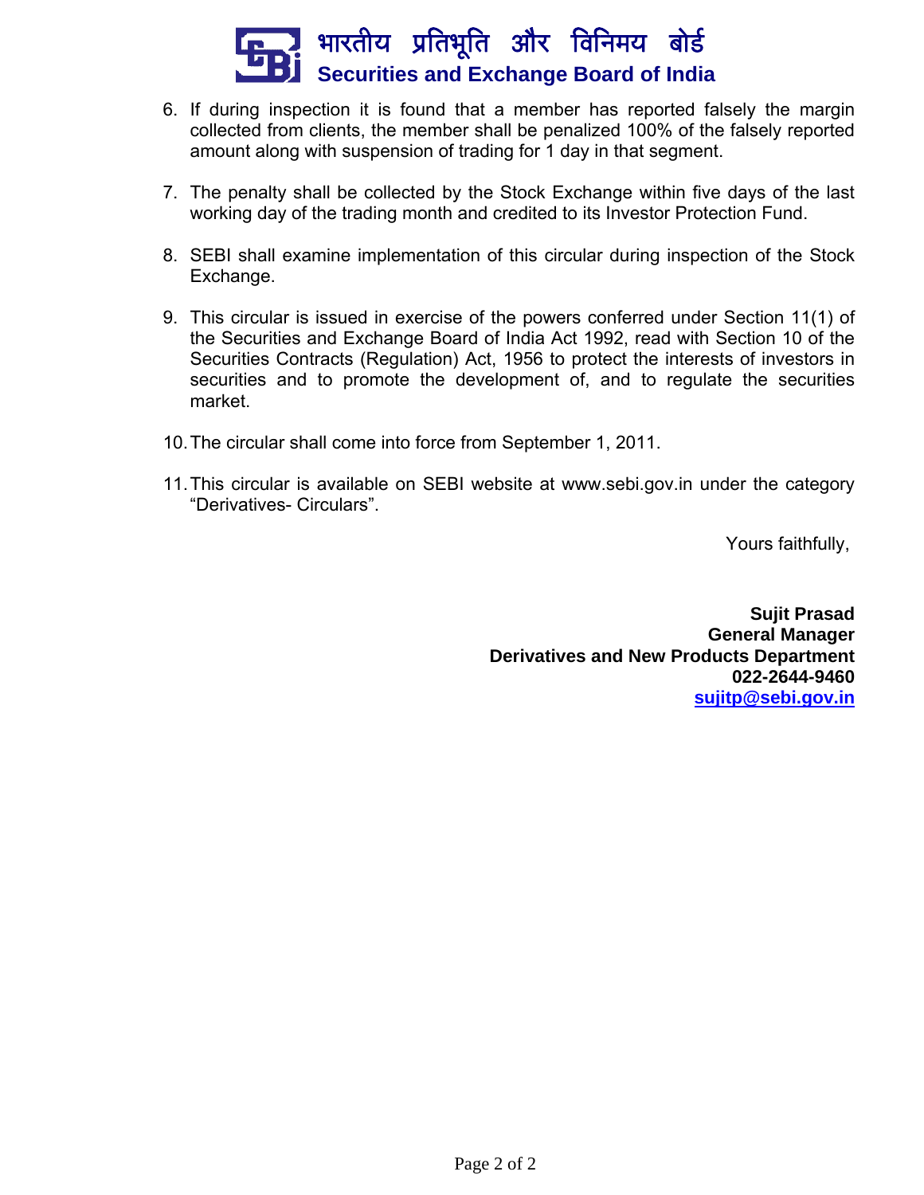6. If during inspection it is found that a member has reported falsely the margin collected from clients, the member shall be penalized 100% of the falsely reported amount along with suspension of trading for 1 day in that segment.

7. The penalty shall be collected by the Stock Exchange within five days of the last working day of the trading month and credited to its Investor Protection Fund.

8. SEBI shall examine implementation of this circular during inspection of the Stock Exchange.

9. This circular is issued in exercise of the powers conferred under Section 11(1) of the Securities and Exchange Board of India Act 1992, read with Section 10 of the Securities Contracts (Regulation) Act, 1956 to protect the interests of investors in securities and to promote the development of, and to regulate the securities market.

10. The circular shall come into force from September 1, 2011.

11. This circular is available on SEBI website at www.sebi.gov.in under the category "Derivatives- Circulars".

Yours faithfully,

**Sujit Prasad**
**General Manager**
**Derivatives and New Products Department**
**022-2644-9460**
**sujitp@sebi.gov.in**